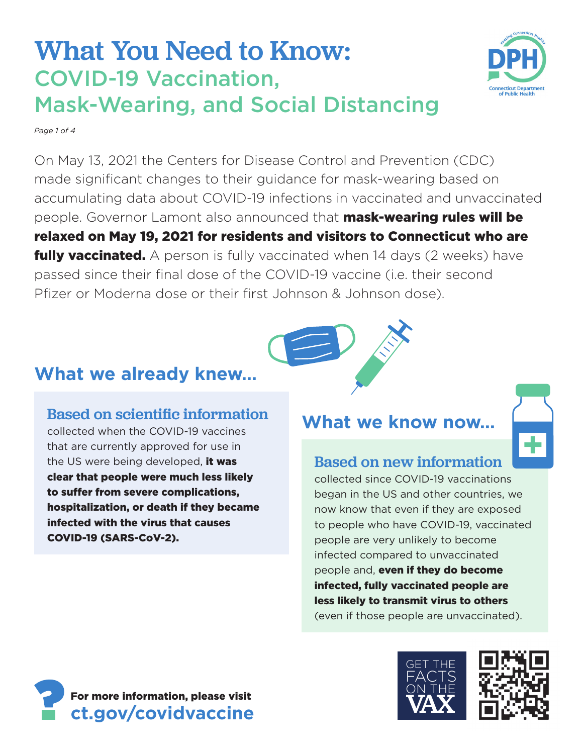# What You Need to Know:

## COVID-19 Vaccination, Mask-Wearing, and Social Distancing

On May 13, 2021 the Centers for Disease Control and Prevention (CDC) made significant changes to their guidance for mask-wearing based on accumulating data about COVID-19 infections in vaccinated and unvaccinated people. Governor Lamont also announced that **mask-wearing rules will be relaxed on May 19, 2021 for residents and visitors to Connecticut who are fully vaccinated.** A person is fully vaccinated when 14 days (2 weeks) have passed since their final dose of the COVID-19 vaccine (i.e. their second Pfizer or Moderna dose or their first Johnson & Johnson dose).

## What we already knew...

### Based on scientific information

collected when the COVID-19 vaccines that are currently approved for use in the US were being developed, **it was clear that people were much less likely to suffer from severe complications, hospitalization, or death if they became infected with the virus that causes COVID-19 (SARS-CoV-2).**

## What we know now...

### Based on new information

collected since COVID-19 vaccinations began in the US and other countries, we now know that even if they are exposed to people who have COVID-19, vaccinated people are very unlikely to become infected compared to unvaccinated people and, **even if they do become infected, fully vaccinated people are less likely to transmit virus to others** (even if those people are unvaccinated).

**For more information, please visit**
**ct.gov/covidvaccine**

GET THE FACTS ON THE VAX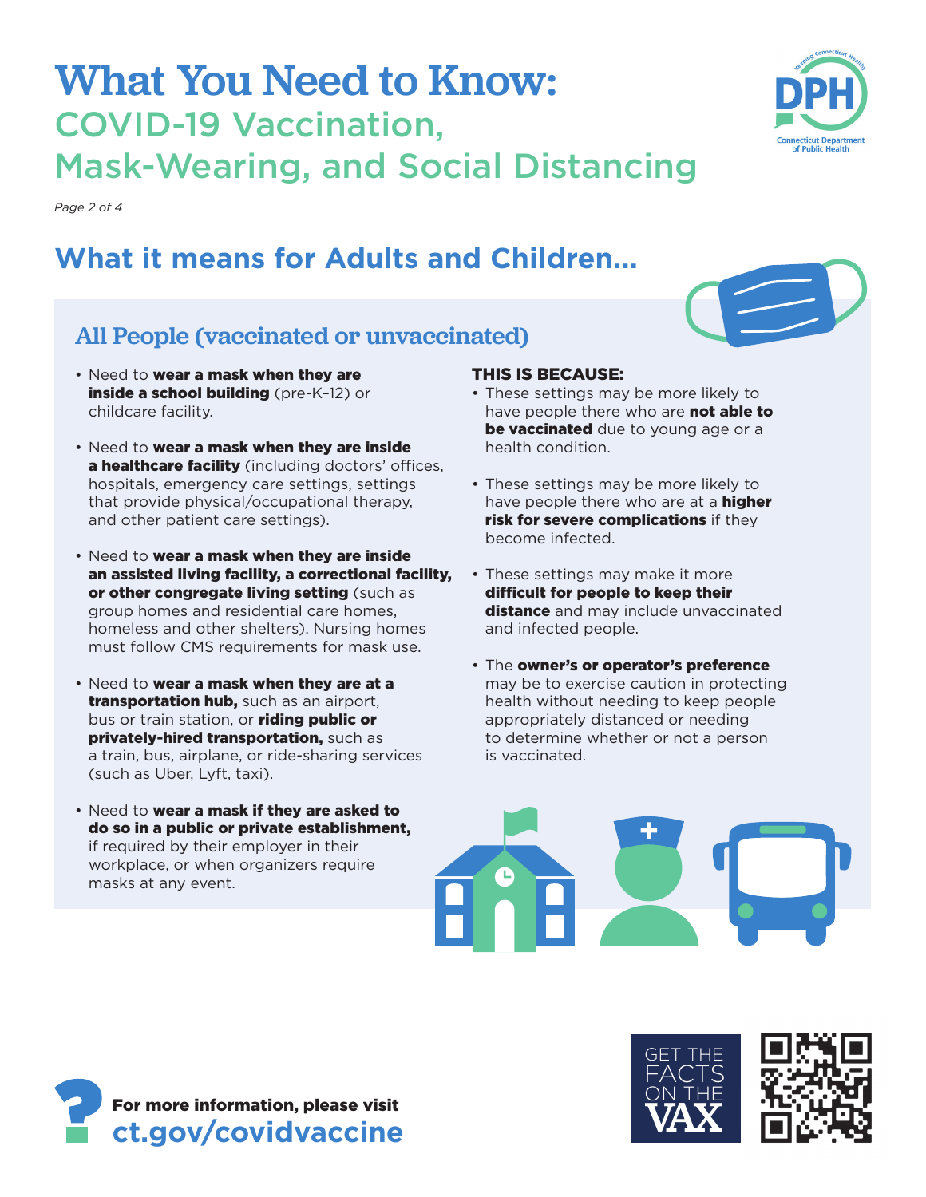# What You Need to Know:

## COVID-19 Vaccination, Mask-Wearing, and Social Distancing

*Page 2 of 4*

## What it means for Adults and Children…

### All People (vaccinated or unvaccinated)

- Need to **wear a mask when they are inside a school building** (pre-K–12) or childcare facility.
- Need to **wear a mask when they are inside a healthcare facility** (including doctors' offices, hospitals, emergency care settings, settings that provide physical/occupational therapy, and other patient care settings).
- Need to **wear a mask when they are inside an assisted living facility, a correctional facility, or other congregate living setting** (such as group homes and residential care homes, homeless and other shelters). Nursing homes must follow CMS requirements for mask use.
- Need to **wear a mask when they are at a transportation hub,** such as an airport, bus or train station, or **riding public or privately-hired transportation,** such as a train, bus, airplane, or ride-sharing services (such as Uber, Lyft, taxi).
- Need to **wear a mask if they are asked to do so in a public or private establishment,** if required by their employer in their workplace, or when organizers require masks at any event.

**THIS IS BECAUSE:**

- These settings may be more likely to have people there who are **not able to be vaccinated** due to young age or a health condition.
- These settings may be more likely to have people there who are at a **higher risk for severe complications** if they become infected.
- These settings may make it more **difficult for people to keep their distance** and may include unvaccinated and infected people.
- The **owner's or operator's preference** may be to exercise caution in protecting health without needing to keep people appropriately distanced or needing to determine whether or not a person is vaccinated.

**For more information, please visit ct.gov/covidvaccine**

GET THE FACTS ON THE VAX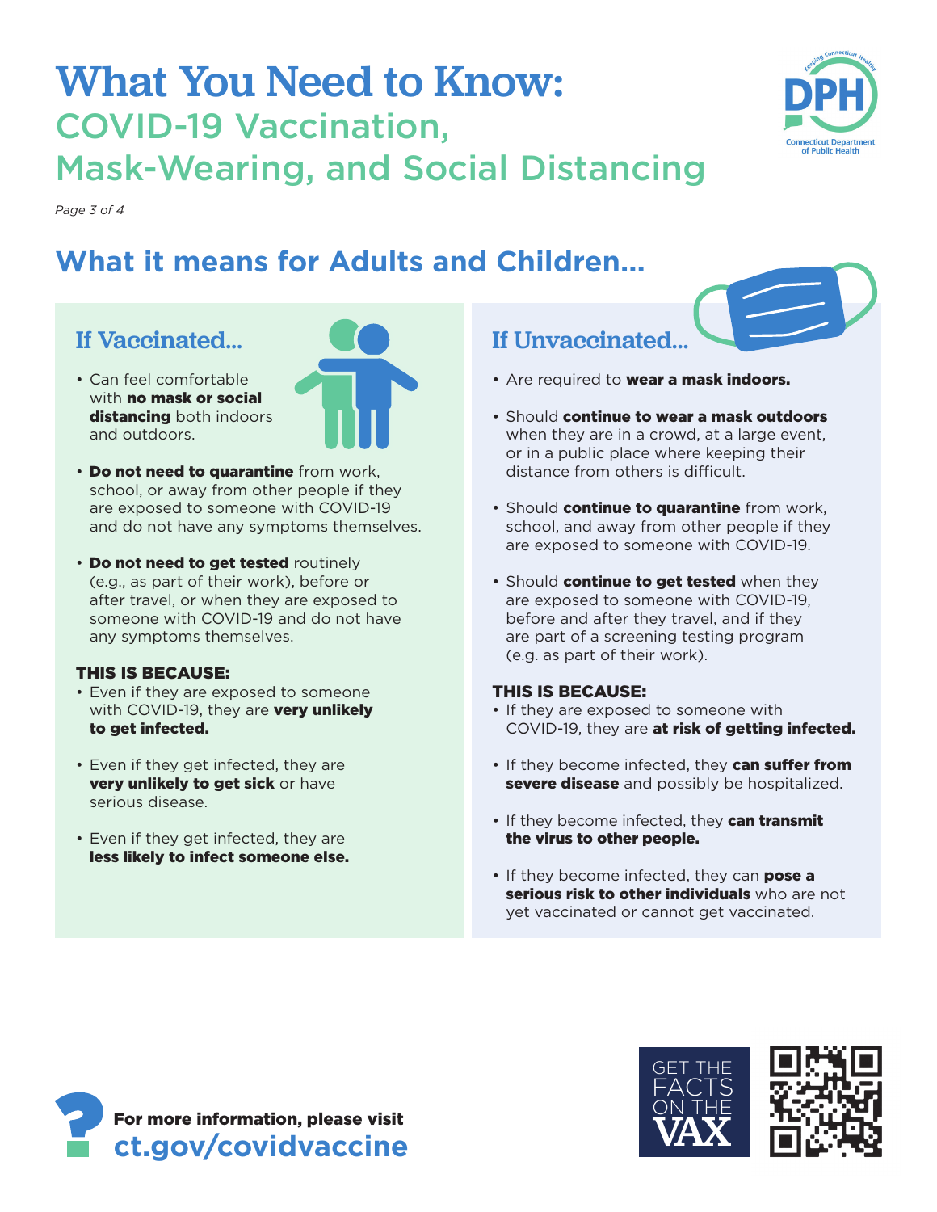# What You Need to Know:

## COVID-19 Vaccination, Mask-Wearing, and Social Distancing

## What it means for Adults and Children...

### If Vaccinated...

- Can feel comfortable with **no mask or social distancing** both indoors and outdoors.
- **Do not need to quarantine** from work, school, or away from other people if they are exposed to someone with COVID-19 and do not have any symptoms themselves.
- **Do not need to get tested** routinely (e.g., as part of their work), before or after travel, or when they are exposed to someone with COVID-19 and do not have any symptoms themselves.

**THIS IS BECAUSE:**

- Even if they are exposed to someone with COVID-19, they are **very unlikely to get infected.**
- Even if they get infected, they are **very unlikely to get sick** or have serious disease.
- Even if they get infected, they are **less likely to infect someone else.**

### If Unvaccinated...

- Are required to **wear a mask indoors.**
- Should **continue to wear a mask outdoors** when they are in a crowd, at a large event, or in a public place where keeping their distance from others is difficult.
- Should **continue to quarantine** from work, school, and away from other people if they are exposed to someone with COVID-19.
- Should **continue to get tested** when they are exposed to someone with COVID-19, before and after they travel, and if they are part of a screening testing program (e.g. as part of their work).

**THIS IS BECAUSE:**

- If they are exposed to someone with COVID-19, they are **at risk of getting infected.**
- If they become infected, they **can suffer from severe disease** and possibly be hospitalized.
- If they become infected, they **can transmit the virus to other people.**
- If they become infected, they can **pose a serious risk to other individuals** who are not yet vaccinated or cannot get vaccinated.

**For more information, please visit**
**ct.gov/covidvaccine**

GET THE FACTS ON THE VAX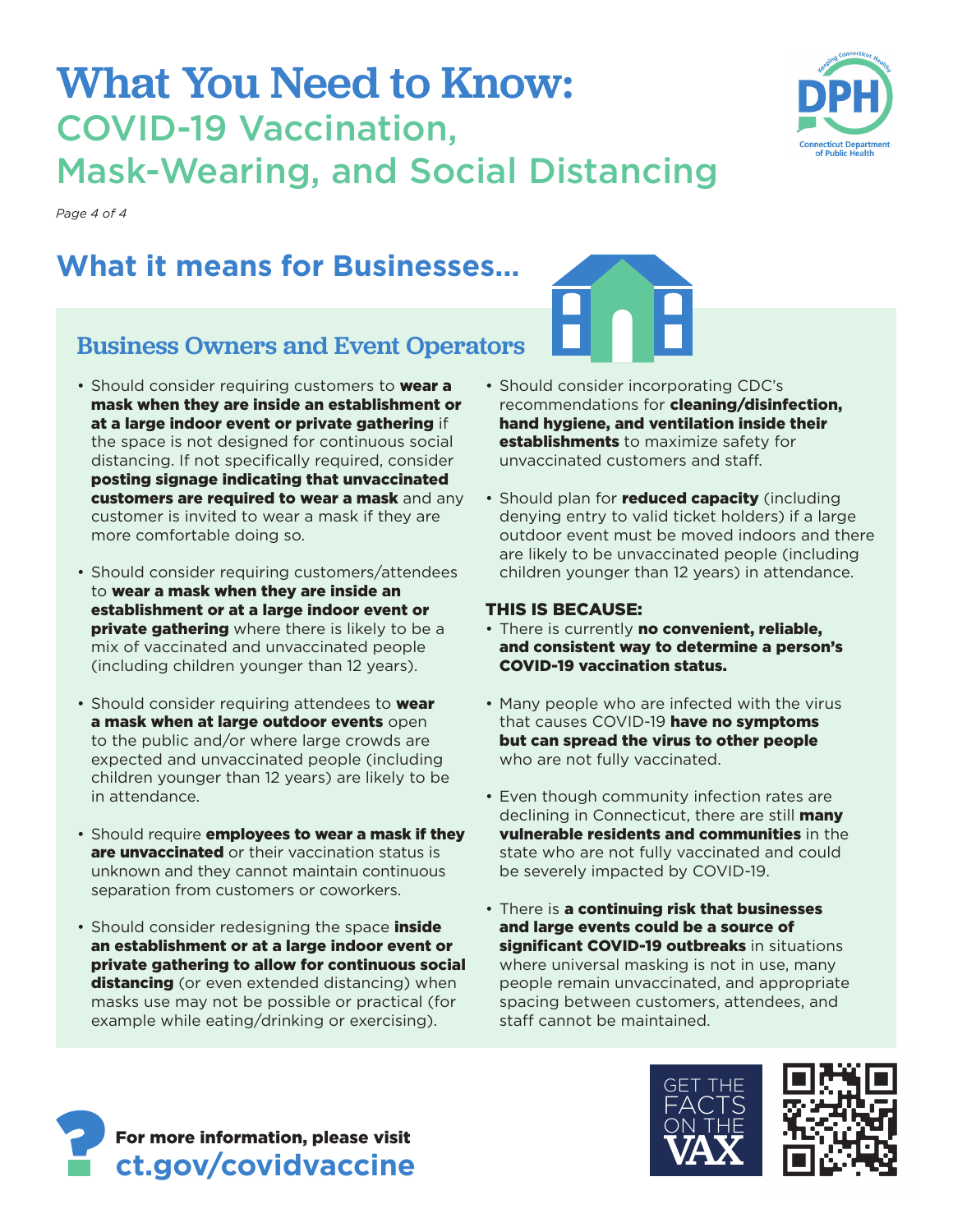# What You Need to Know:

## COVID-19 Vaccination, Mask-Wearing, and Social Distancing

## What it means for Businesses...

### Business Owners and Event Operators

- Should consider requiring customers to **wear a mask when they are inside an establishment or at a large indoor event or private gathering** if the space is not designed for continuous social distancing. If not specifically required, consider **posting signage indicating that unvaccinated customers are required to wear a mask** and any customer is invited to wear a mask if they are more comfortable doing so.
- Should consider requiring customers/attendees to **wear a mask when they are inside an establishment or at a large indoor event or private gathering** where there is likely to be a mix of vaccinated and unvaccinated people (including children younger than 12 years).
- Should consider requiring attendees to **wear a mask when at large outdoor events** open to the public and/or where large crowds are expected and unvaccinated people (including children younger than 12 years) are likely to be in attendance.
- Should require **employees to wear a mask if they are unvaccinated** or their vaccination status is unknown and they cannot maintain continuous separation from customers or coworkers.
- Should consider redesigning the space **inside an establishment or at a large indoor event or private gathering to allow for continuous social distancing** (or even extended distancing) when masks use may not be possible or practical (for example while eating/drinking or exercising).
- Should consider incorporating CDC's recommendations for **cleaning/disinfection, hand hygiene, and ventilation inside their establishments** to maximize safety for unvaccinated customers and staff.
- Should plan for **reduced capacity** (including denying entry to valid ticket holders) if a large outdoor event must be moved indoors and there are likely to be unvaccinated people (including children younger than 12 years) in attendance.

**THIS IS BECAUSE:**

- There is currently **no convenient, reliable, and consistent way to determine a person's COVID-19 vaccination status.**
- Many people who are infected with the virus that causes COVID-19 **have no symptoms but can spread the virus to other people** who are not fully vaccinated.
- Even though community infection rates are declining in Connecticut, there are still **many vulnerable residents and communities** in the state who are not fully vaccinated and could be severely impacted by COVID-19.
- There is **a continuing risk that businesses and large events could be a source of significant COVID-19 outbreaks** in situations where universal masking is not in use, many people remain unvaccinated, and appropriate spacing between customers, attendees, and staff cannot be maintained.

**For more information, please visit ct.gov/covidvaccine**

GET THE FACTS ON THE VAX